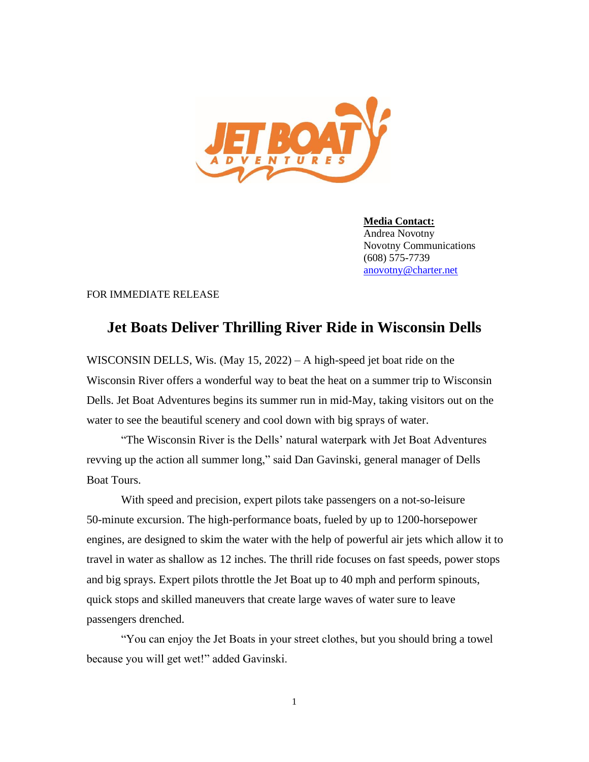**Media Contact:**
Andrea Novotny
Novotny Communications
(608) 575-7739
anovotny@charter.net

FOR IMMEDIATE RELEASE

# Jet Boats Deliver Thrilling River Ride in Wisconsin Dells

WISCONSIN DELLS, Wis. (May 15, 2022) – A high-speed jet boat ride on the Wisconsin River offers a wonderful way to beat the heat on a summer trip to Wisconsin Dells. Jet Boat Adventures begins its summer run in mid-May, taking visitors out on the water to see the beautiful scenery and cool down with big sprays of water.

"The Wisconsin River is the Dells' natural waterpark with Jet Boat Adventures revving up the action all summer long," said Dan Gavinski, general manager of Dells Boat Tours.

With speed and precision, expert pilots take passengers on a not-so-leisure 50-minute excursion. The high-performance boats, fueled by up to 1200-horsepower engines, are designed to skim the water with the help of powerful air jets which allow it to travel in water as shallow as 12 inches. The thrill ride focuses on fast speeds, power stops and big sprays. Expert pilots throttle the Jet Boat up to 40 mph and perform spinouts, quick stops and skilled maneuvers that create large waves of water sure to leave passengers drenched.

"You can enjoy the Jet Boats in your street clothes, but you should bring a towel because you will get wet!" added Gavinski.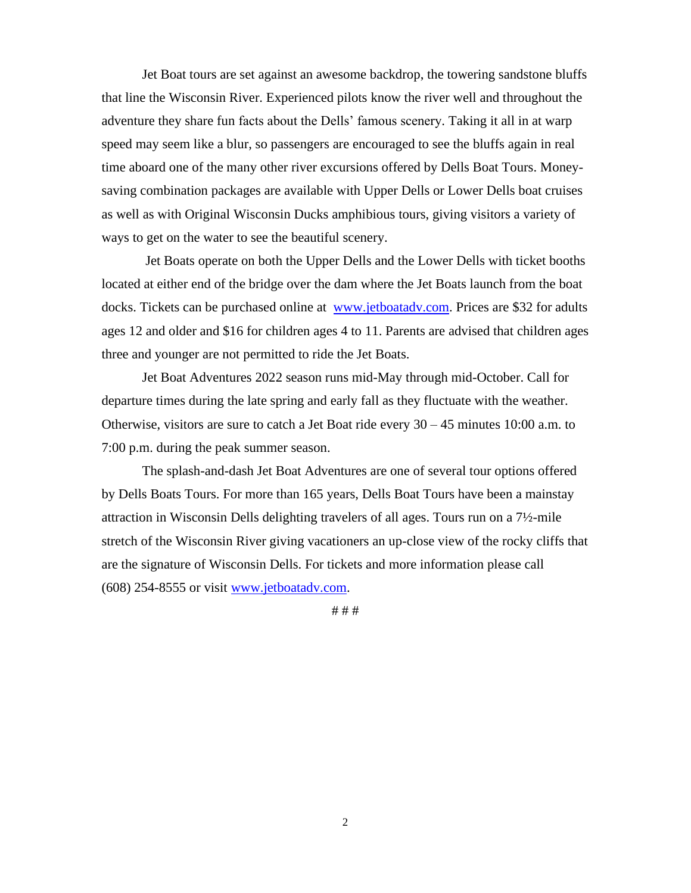Jet Boat tours are set against an awesome backdrop, the towering sandstone bluffs that line the Wisconsin River. Experienced pilots know the river well and throughout the adventure they share fun facts about the Dells' famous scenery. Taking it all in at warp speed may seem like a blur, so passengers are encouraged to see the bluffs again in real time aboard one of the many other river excursions offered by Dells Boat Tours. Money-saving combination packages are available with Upper Dells or Lower Dells boat cruises as well as with Original Wisconsin Ducks amphibious tours, giving visitors a variety of ways to get on the water to see the beautiful scenery.

Jet Boats operate on both the Upper Dells and the Lower Dells with ticket booths located at either end of the bridge over the dam where the Jet Boats launch from the boat docks. Tickets can be purchased online at [www.jetboatadv.com](http://www.jetboatadv.com). Prices are $32 for adults ages 12 and older and $16 for children ages 4 to 11. Parents are advised that children ages three and younger are not permitted to ride the Jet Boats.

Jet Boat Adventures 2022 season runs mid-May through mid-October. Call for departure times during the late spring and early fall as they fluctuate with the weather. Otherwise, visitors are sure to catch a Jet Boat ride every 30 – 45 minutes 10:00 a.m. to 7:00 p.m. during the peak summer season.

The splash-and-dash Jet Boat Adventures are one of several tour options offered by Dells Boats Tours. For more than 165 years, Dells Boat Tours have been a mainstay attraction in Wisconsin Dells delighting travelers of all ages. Tours run on a 7½-mile stretch of the Wisconsin River giving vacationers an up-close view of the rocky cliffs that are the signature of Wisconsin Dells. For tickets and more information please call (608) 254-8555 or visit [www.jetboatadv.com](http://www.jetboatadv.com).

# # #